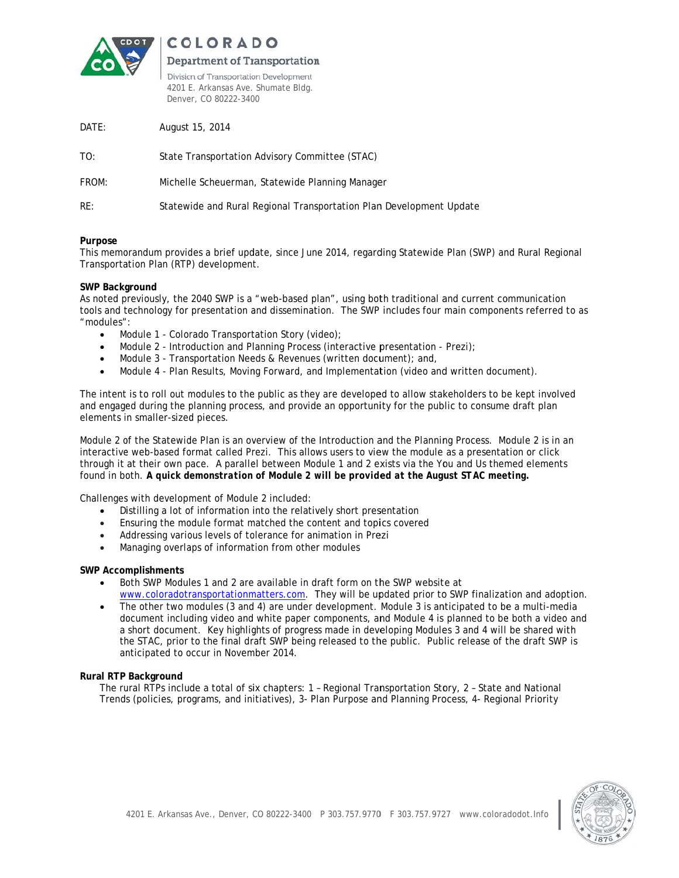COLORADO
Department of Transportation

Division of Transportation Development
4201 E. Arkansas Ave. Shumate Bldg.
Denver, CO 80222-3400

DATE: August 15, 2014

TO: State Transportation Advisory Committee (STAC)

FROM: Michelle Scheuerman, Statewide Planning Manager

RE: Statewide and Rural Regional Transportation Plan Development Update

**Purpose**

This memorandum provides a brief update, since June 2014, regarding Statewide Plan (SWP) and Rural Regional Transportation Plan (RTP) development.

**SWP Background**

As noted previously, the 2040 SWP is a "web-based plan", using both traditional and current communication tools and technology for presentation and dissemination. The SWP includes four main components referred to as "modules":

- Module 1 - Colorado Transportation Story (video);
- Module 2 - Introduction and Planning Process (interactive presentation - Prezi);
- Module 3 - Transportation Needs & Revenues (written document); and,
- Module 4 - Plan Results, Moving Forward, and Implementation (video and written document).

The intent is to roll out modules to the public as they are developed to allow stakeholders to be kept involved and engaged during the planning process, and provide an opportunity for the public to consume draft plan elements in smaller-sized pieces.

Module 2 of the Statewide Plan is an overview of the Introduction and the Planning Process. Module 2 is in an interactive web-based format called Prezi. This allows users to view the module as a presentation or click through it at their own pace. A parallel between Module 1 and 2 exists via the You and Us themed elements found in both. ***A quick demonstration of Module 2 will be provided at the August STAC meeting.***

Challenges with development of Module 2 included:

- Distilling a lot of information into the relatively short presentation
- Ensuring the module format matched the content and topics covered
- Addressing various levels of tolerance for animation in Prezi
- Managing overlaps of information from other modules

**SWP Accomplishments**

- Both SWP Modules 1 and 2 are available in draft form on the SWP website at www.coloradotransportationmatters.com. They will be updated prior to SWP finalization and adoption.
- The other two modules (3 and 4) are under development. Module 3 is anticipated to be a multi-media document including video and white paper components, and Module 4 is planned to be both a video and a short document. Key highlights of progress made in developing Modules 3 and 4 will be shared with the STAC, prior to the final draft SWP being released to the public. Public release of the draft SWP is anticipated to occur in November 2014.

**Rural RTP Background**

The rural RTPs include a total of six chapters: 1 – Regional Transportation Story, 2 – State and National Trends (policies, programs, and initiatives), 3- Plan Purpose and Planning Process, 4- Regional Priority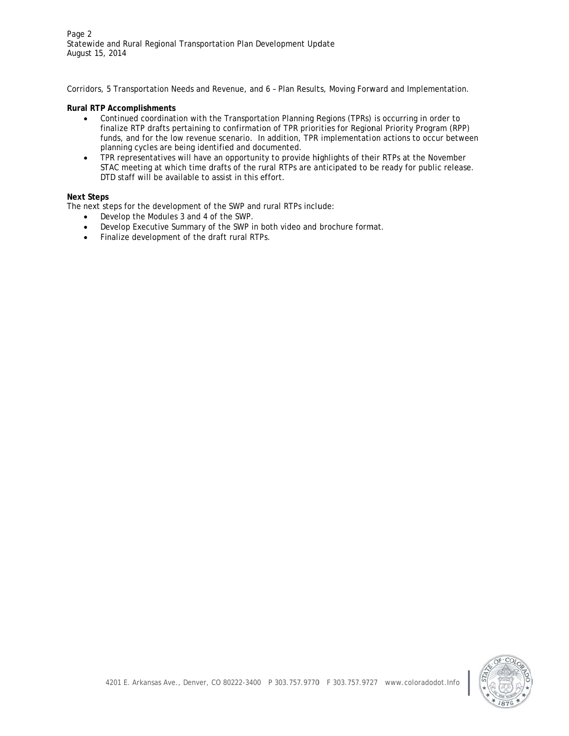Corridors, 5 Transportation Needs and Revenue, and 6 – Plan Results, Moving Forward and Implementation.

**Rural RTP Accomplishments**

- Continued coordination with the Transportation Planning Regions (TPRs) is occurring in order to finalize RTP drafts pertaining to confirmation of TPR priorities for Regional Priority Program (RPP) funds, and for the low revenue scenario. In addition, TPR implementation actions to occur between planning cycles are being identified and documented.
- TPR representatives will have an opportunity to provide highlights of their RTPs at the November STAC meeting at which time drafts of the rural RTPs are anticipated to be ready for public release. DTD staff will be available to assist in this effort.

**Next Steps**

The next steps for the development of the SWP and rural RTPs include:

- Develop the Modules 3 and 4 of the SWP.
- Develop Executive Summary of the SWP in both video and brochure format.
- Finalize development of the draft rural RTPs.

4201 E. Arkansas Ave., Denver, CO 80222-3400 P 303.757.9770 F 303.757.9727 www.coloradodot.info